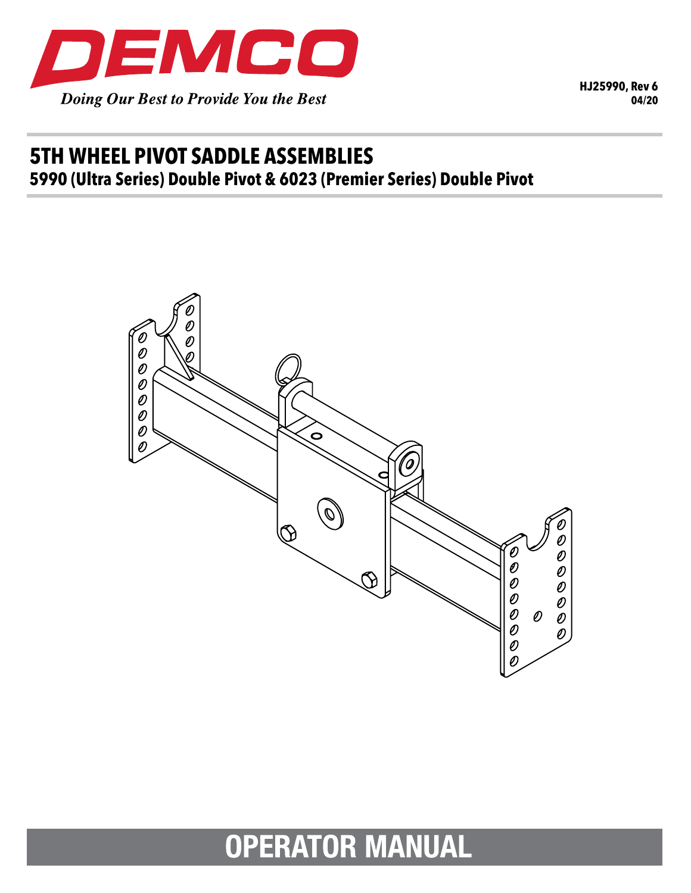DEMCO

*Doing Our Best to Provide You the Best*

HJ25990, Rev 6
04/20

# 5TH WHEEL PIVOT SADDLE ASSEMBLIES

## 5990 (Ultra Series) Double Pivot & 6023 (Premier Series) Double Pivot

# OPERATOR MANUAL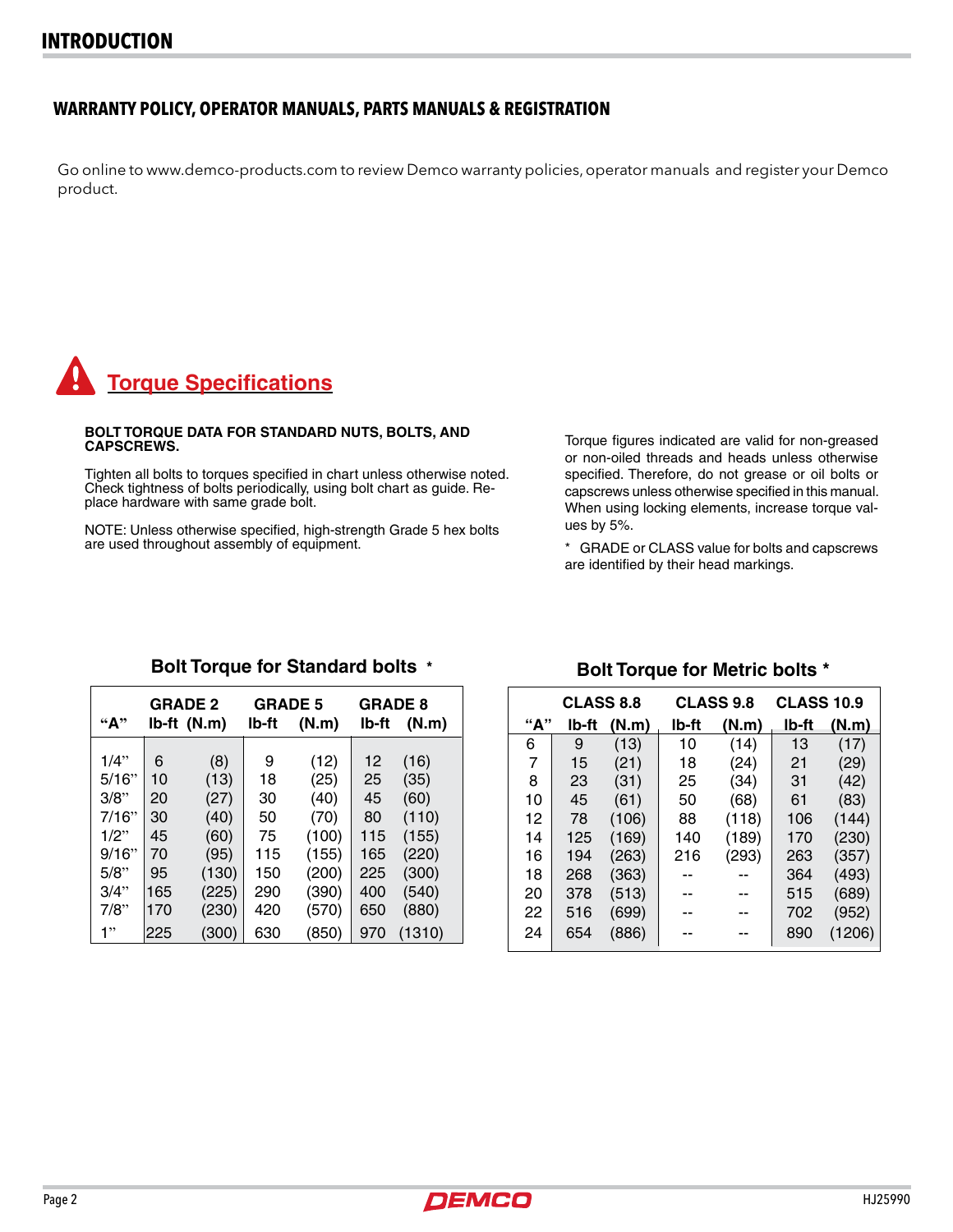# INTRODUCTION

## WARRANTY POLICY, OPERATOR MANUALS, PARTS MANUALS & REGISTRATION

Go online to www.demco-products.com to review Demco warranty policies, operator manuals and register your Demco product.

## Torque Specifications

**BOLT TORQUE DATA FOR STANDARD NUTS, BOLTS, AND CAPSCREWS.**

Tighten all bolts to torques specified in chart unless otherwise noted. Check tightness of bolts periodically, using bolt chart as guide. Replace hardware with same grade bolt.

NOTE: Unless otherwise specified, high-strength Grade 5 hex bolts are used throughout assembly of equipment.

Torque figures indicated are valid for non-greased or non-oiled threads and heads unless otherwise specified. Therefore, do not grease or oil bolts or capscrews unless otherwise specified in this manual. When using locking elements, increase torque values by 5%.

* GRADE or CLASS value for bolts and capscrews are identified by their head markings.

**Bolt Torque for Standard bolts ***

| "A" | GRADE 2 lb-ft | GRADE 2 (N.m) | GRADE 5 lb-ft | GRADE 5 (N.m) | GRADE 8 lb-ft | GRADE 8 (N.m) |
|---|---|---|---|---|---|---|
| 1/4" | 6 | (8) | 9 | (12) | 12 | (16) |
| 5/16" | 10 | (13) | 18 | (25) | 25 | (35) |
| 3/8" | 20 | (27) | 30 | (40) | 45 | (60) |
| 7/16" | 30 | (40) | 50 | (70) | 80 | (110) |
| 1/2" | 45 | (60) | 75 | (100) | 115 | (155) |
| 9/16" | 70 | (95) | 115 | (155) | 165 | (220) |
| 5/8" | 95 | (130) | 150 | (200) | 225 | (300) |
| 3/4" | 165 | (225) | 290 | (390) | 400 | (540) |
| 7/8" | 170 | (230) | 420 | (570) | 650 | (880) |
| 1" | 225 | (300) | 630 | (850) | 970 | (1310) |

**Bolt Torque for Metric bolts ***

| "A" | CLASS 8.8 lb-ft | CLASS 8.8 (N.m) | CLASS 9.8 lb-ft | CLASS 9.8 (N.m) | CLASS 10.9 lb-ft | CLASS 10.9 (N.m) |
|---|---|---|---|---|---|---|
| 6 | 9 | (13) | 10 | (14) | 13 | (17) |
| 7 | 15 | (21) | 18 | (24) | 21 | (29) |
| 8 | 23 | (31) | 25 | (34) | 31 | (42) |
| 10 | 45 | (61) | 50 | (68) | 61 | (83) |
| 12 | 78 | (106) | 88 | (118) | 106 | (144) |
| 14 | 125 | (169) | 140 | (189) | 170 | (230) |
| 16 | 194 | (263) | 216 | (293) | 263 | (357) |
| 18 | 268 | (363) | -- | -- | 364 | (493) |
| 20 | 378 | (513) | -- | -- | 515 | (689) |
| 22 | 516 | (699) | -- | -- | 702 | (952) |
| 24 | 654 | (886) | -- | -- | 890 | (1206) |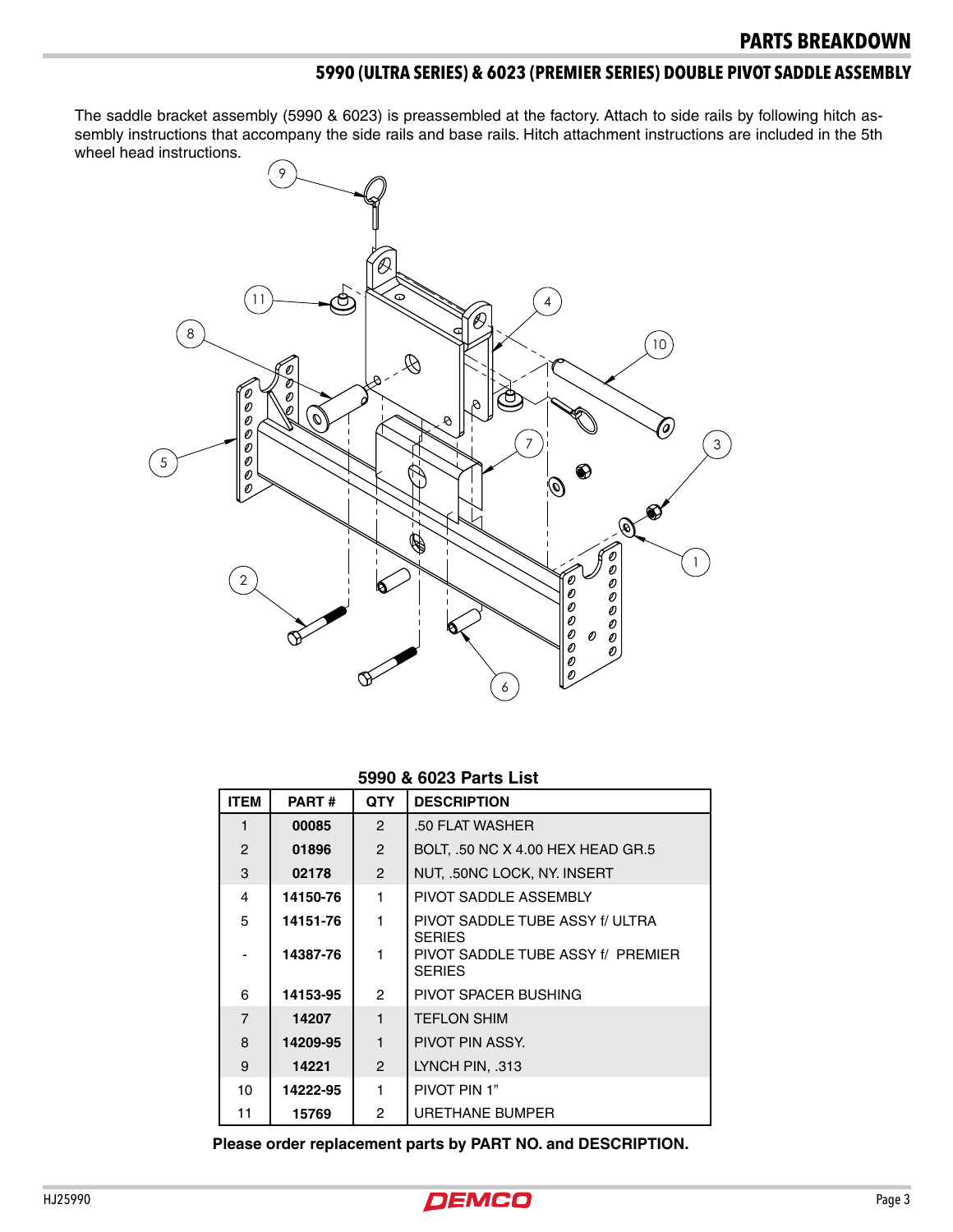# PARTS BREAKDOWN

## 5990 (ULTRA SERIES) & 6023 (PREMIER SERIES) DOUBLE PIVOT SADDLE ASSEMBLY

The saddle bracket assembly (5990 & 6023) is preassembled at the factory. Attach to side rails by following hitch assembly instructions that accompany the side rails and base rails. Hitch attachment instructions are included in the 5th wheel head instructions.

**5990 & 6023 Parts List**

| ITEM | PART # | QTY | DESCRIPTION |
|---|---|---|---|
| 1 | 00085 | 2 | .50 FLAT WASHER |
| 2 | 01896 | 2 | BOLT, .50 NC X 4.00 HEX HEAD GR.5 |
| 3 | 02178 | 2 | NUT, .50NC LOCK, NY. INSERT |
| 4 | 14150-76 | 1 | PIVOT SADDLE ASSEMBLY |
| 5 | 14151-76 | 1 | PIVOT SADDLE TUBE ASSY f/ ULTRA SERIES |
| - | 14387-76 | 1 | PIVOT SADDLE TUBE ASSY f/ PREMIER SERIES |
| 6 | 14153-95 | 2 | PIVOT SPACER BUSHING |
| 7 | 14207 | 1 | TEFLON SHIM |
| 8 | 14209-95 | 1 | PIVOT PIN ASSY. |
| 9 | 14221 | 2 | LYNCH PIN, .313 |
| 10 | 14222-95 | 1 | PIVOT PIN 1" |
| 11 | 15769 | 2 | URETHANE BUMPER |

**Please order replacement parts by PART NO. and DESCRIPTION.**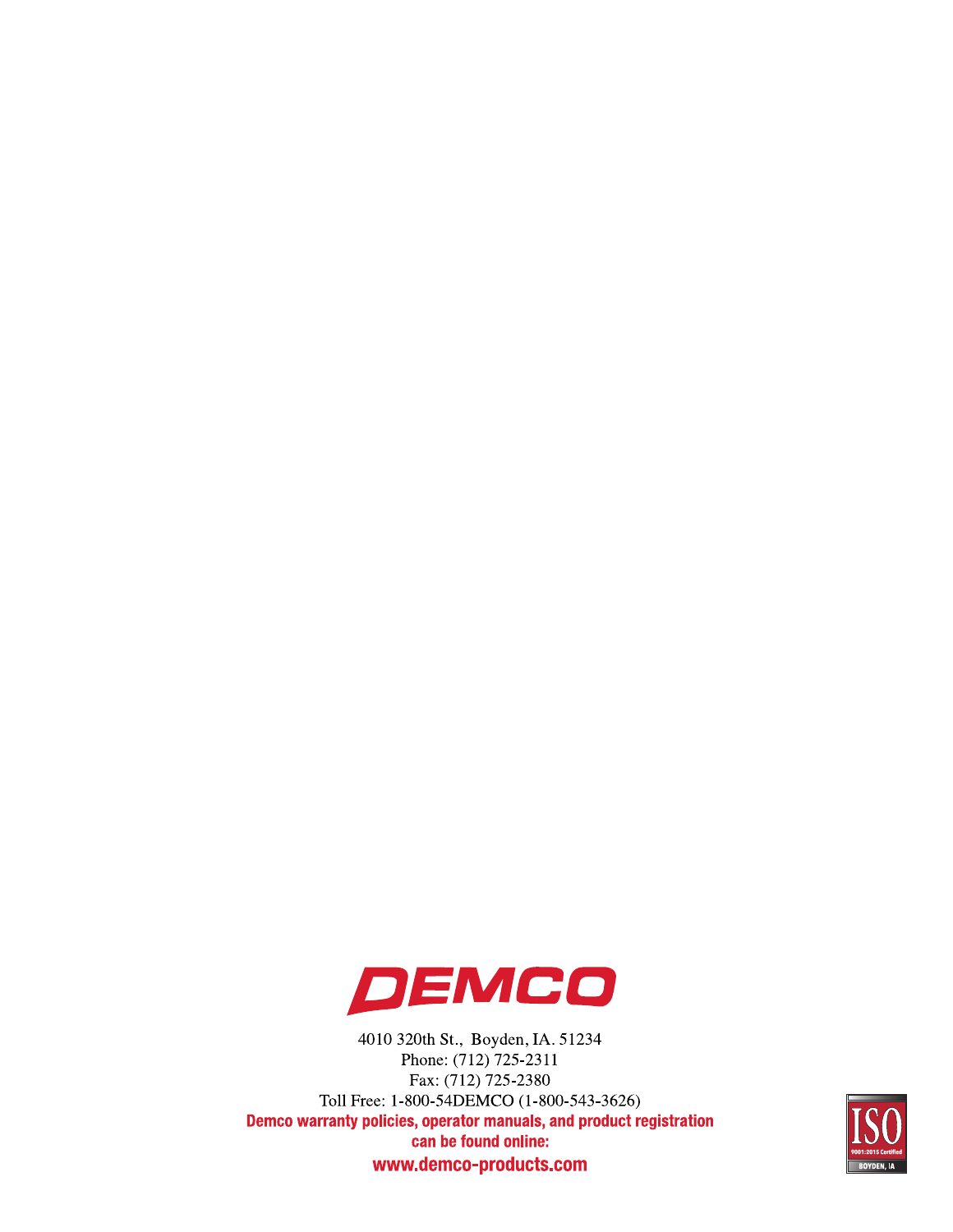DEMCO

4010 320th St., Boyden, IA. 51234
Phone: (712) 725-2311
Fax: (712) 725-2380
Toll Free: 1-800-54DEMCO (1-800-543-3626)

**Demco warranty policies, operator manuals, and product registration can be found online:**

**www.demco-products.com**

ISO 9001:2015 Certified
BOYDEN, IA